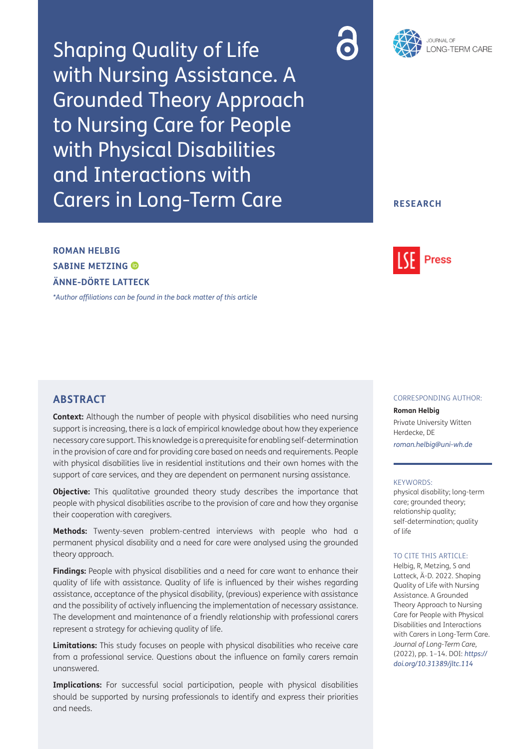# Shaping Quality of Life with Nursing Assistance. A Grounded Theory Approach to Nursing Care for People with Physical Disabilities and Interactions with Carers in Long-Term Care

JOURNAL OF LONG-TERM CARE

**RESEARCH**

**ROMAN HELBIG**
**SABINE METZING**
**ÄNNE-DÖRTE LATTECK**

*\*Author affiliations can be found in the back matter of this article*

LSE Press

## ABSTRACT

**Context:** Although the number of people with physical disabilities who need nursing support is increasing, there is a lack of empirical knowledge about how they experience necessary care support. This knowledge is a prerequisite for enabling self-determination in the provision of care and for providing care based on needs and requirements. People with physical disabilities live in residential institutions and their own homes with the support of care services, and they are dependent on permanent nursing assistance.

**Objective:** This qualitative grounded theory study describes the importance that people with physical disabilities ascribe to the provision of care and how they organise their cooperation with caregivers.

**Methods:** Twenty-seven problem-centred interviews with people who had a permanent physical disability and a need for care were analysed using the grounded theory approach.

**Findings:** People with physical disabilities and a need for care want to enhance their quality of life with assistance. Quality of life is influenced by their wishes regarding assistance, acceptance of the physical disability, (previous) experience with assistance and the possibility of actively influencing the implementation of necessary assistance. The development and maintenance of a friendly relationship with professional carers represent a strategy for achieving quality of life.

**Limitations:** This study focuses on people with physical disabilities who receive care from a professional service. Questions about the influence on family carers remain unanswered.

**Implications:** For successful social participation, people with physical disabilities should be supported by nursing professionals to identify and express their priorities and needs.

CORRESPONDING AUTHOR:

**Roman Helbig**

Private University Witten Herdecke, DE

*roman.helbig@uni-wh.de*

KEYWORDS:

physical disability; long-term care; grounded theory; relationship quality; self-determination; quality of life

TO CITE THIS ARTICLE:

Helbig, R, Metzing, S and Latteck, Ä-D. 2022. Shaping Quality of Life with Nursing Assistance. A Grounded Theory Approach to Nursing Care for People with Physical Disabilities and Interactions with Carers in Long-Term Care. *Journal of Long-Term Care,* (2022), pp. 1–14. DOI: *https://doi.org/10.31389/jltc.114*